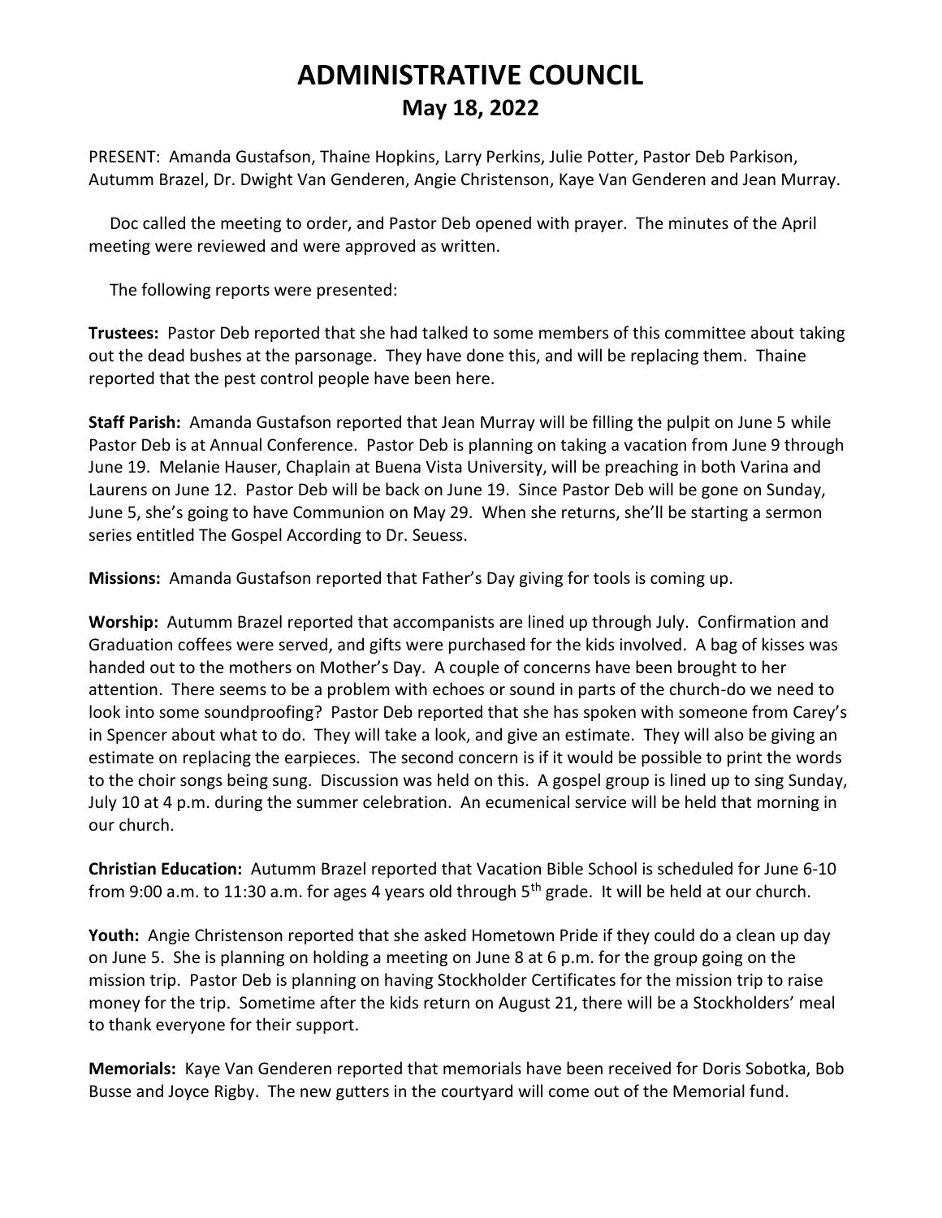# ADMINISTRATIVE COUNCIL
## May 18, 2022

PRESENT: Amanda Gustafson, Thaine Hopkins, Larry Perkins, Julie Potter, Pastor Deb Parkison, Autumm Brazel, Dr. Dwight Van Genderen, Angie Christenson, Kaye Van Genderen and Jean Murray.

Doc called the meeting to order, and Pastor Deb opened with prayer. The minutes of the April meeting were reviewed and were approved as written.

The following reports were presented:

**Trustees:** Pastor Deb reported that she had talked to some members of this committee about taking out the dead bushes at the parsonage. They have done this, and will be replacing them. Thaine reported that the pest control people have been here.

**Staff Parish:** Amanda Gustafson reported that Jean Murray will be filling the pulpit on June 5 while Pastor Deb is at Annual Conference. Pastor Deb is planning on taking a vacation from June 9 through June 19. Melanie Hauser, Chaplain at Buena Vista University, will be preaching in both Varina and Laurens on June 12. Pastor Deb will be back on June 19. Since Pastor Deb will be gone on Sunday, June 5, she's going to have Communion on May 29. When she returns, she'll be starting a sermon series entitled The Gospel According to Dr. Seuess.

**Missions:** Amanda Gustafson reported that Father's Day giving for tools is coming up.

**Worship:** Autumm Brazel reported that accompanists are lined up through July. Confirmation and Graduation coffees were served, and gifts were purchased for the kids involved. A bag of kisses was handed out to the mothers on Mother's Day. A couple of concerns have been brought to her attention. There seems to be a problem with echoes or sound in parts of the church-do we need to look into some soundproofing? Pastor Deb reported that she has spoken with someone from Carey's in Spencer about what to do. They will take a look, and give an estimate. They will also be giving an estimate on replacing the earpieces. The second concern is if it would be possible to print the words to the choir songs being sung. Discussion was held on this. A gospel group is lined up to sing Sunday, July 10 at 4 p.m. during the summer celebration. An ecumenical service will be held that morning in our church.

**Christian Education:** Autumm Brazel reported that Vacation Bible School is scheduled for June 6-10 from 9:00 a.m. to 11:30 a.m. for ages 4 years old through 5th grade. It will be held at our church.

**Youth:** Angie Christenson reported that she asked Hometown Pride if they could do a clean up day on June 5. She is planning on holding a meeting on June 8 at 6 p.m. for the group going on the mission trip. Pastor Deb is planning on having Stockholder Certificates for the mission trip to raise money for the trip. Sometime after the kids return on August 21, there will be a Stockholders' meal to thank everyone for their support.

**Memorials:** Kaye Van Genderen reported that memorials have been received for Doris Sobotka, Bob Busse and Joyce Rigby. The new gutters in the courtyard will come out of the Memorial fund.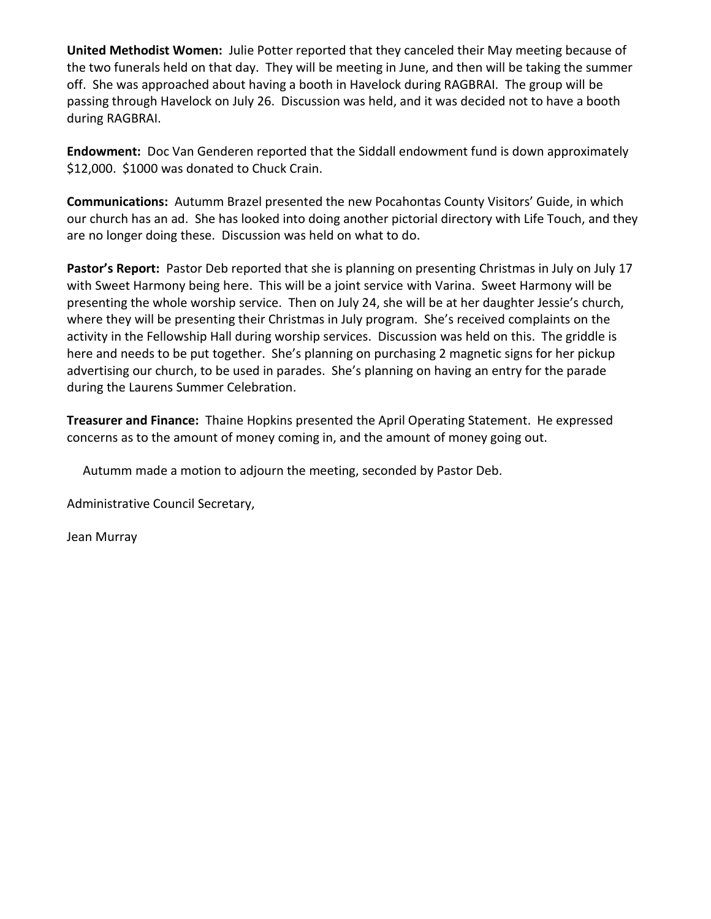**United Methodist Women:** Julie Potter reported that they canceled their May meeting because of the two funerals held on that day. They will be meeting in June, and then will be taking the summer off. She was approached about having a booth in Havelock during RAGBRAI. The group will be passing through Havelock on July 26. Discussion was held, and it was decided not to have a booth during RAGBRAI.

**Endowment:** Doc Van Genderen reported that the Siddall endowment fund is down approximately $12,000. $1000 was donated to Chuck Crain.

**Communications:** Autumm Brazel presented the new Pocahontas County Visitors' Guide, in which our church has an ad. She has looked into doing another pictorial directory with Life Touch, and they are no longer doing these. Discussion was held on what to do.

**Pastor's Report:** Pastor Deb reported that she is planning on presenting Christmas in July on July 17 with Sweet Harmony being here. This will be a joint service with Varina. Sweet Harmony will be presenting the whole worship service. Then on July 24, she will be at her daughter Jessie's church, where they will be presenting their Christmas in July program. She's received complaints on the activity in the Fellowship Hall during worship services. Discussion was held on this. The griddle is here and needs to be put together. She's planning on purchasing 2 magnetic signs for her pickup advertising our church, to be used in parades. She's planning on having an entry for the parade during the Laurens Summer Celebration.

**Treasurer and Finance:** Thaine Hopkins presented the April Operating Statement. He expressed concerns as to the amount of money coming in, and the amount of money going out.

Autumm made a motion to adjourn the meeting, seconded by Pastor Deb.

Administrative Council Secretary,

Jean Murray